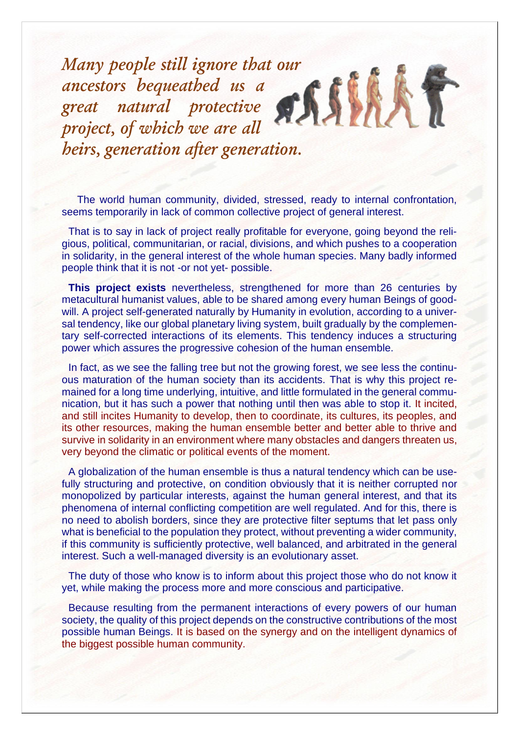*Many people still ignore that our ancestors bequeathed us a great natural protective project, of which we are all heirs, generation after generation.*

The world human community, divided, stressed, ready to internal confrontation, seems temporarily in lack of common collective project of general interest.

That is to say in lack of project really profitable for everyone, going beyond the religious, political, communitarian, or racial, divisions, and which pushes to a cooperation in solidarity, in the general interest of the whole human species. Many badly informed people think that it is not -or not yet- possible.

**This project exists** nevertheless, strengthened for more than 26 centuries by metacultural humanist values, able to be shared among every human Beings of goodwill. A project self-generated naturally by Humanity in evolution, according to a universal tendency, like our global planetary living system, built gradually by the complementary self-corrected interactions of its elements. This tendency induces a structuring power which assures the progressive cohesion of the human ensemble.

In fact, as we see the falling tree but not the growing forest, we see less the continuous maturation of the human society than its accidents. That is why this project remained for a long time underlying, intuitive, and little formulated in the general communication, but it has such a power that nothing until then was able to stop it. It incited, and still incites Humanity to develop, then to coordinate, its cultures, its peoples, and its other resources, making the human ensemble better and better able to thrive and survive in solidarity in an environment where many obstacles and dangers threaten us, very beyond the climatic or political events of the moment.

A globalization of the human ensemble is thus a natural tendency which can be usefully structuring and protective, on condition obviously that it is neither corrupted nor monopolized by particular interests, against the human general interest, and that its phenomena of internal conflicting competition are well regulated. And for this, there is no need to abolish borders, since they are protective filter septums that let pass only what is beneficial to the population they protect, without preventing a wider community, if this community is sufficiently protective, well balanced, and arbitrated in the general interest. Such a well-managed diversity is an evolutionary asset.

The duty of those who know is to inform about this project those who do not know it yet, while making the process more and more conscious and participative.

Because resulting from the permanent interactions of every powers of our human society, the quality of this project depends on the constructive contributions of the most possible human Beings. It is based on the synergy and on the intelligent dynamics of the biggest possible human community.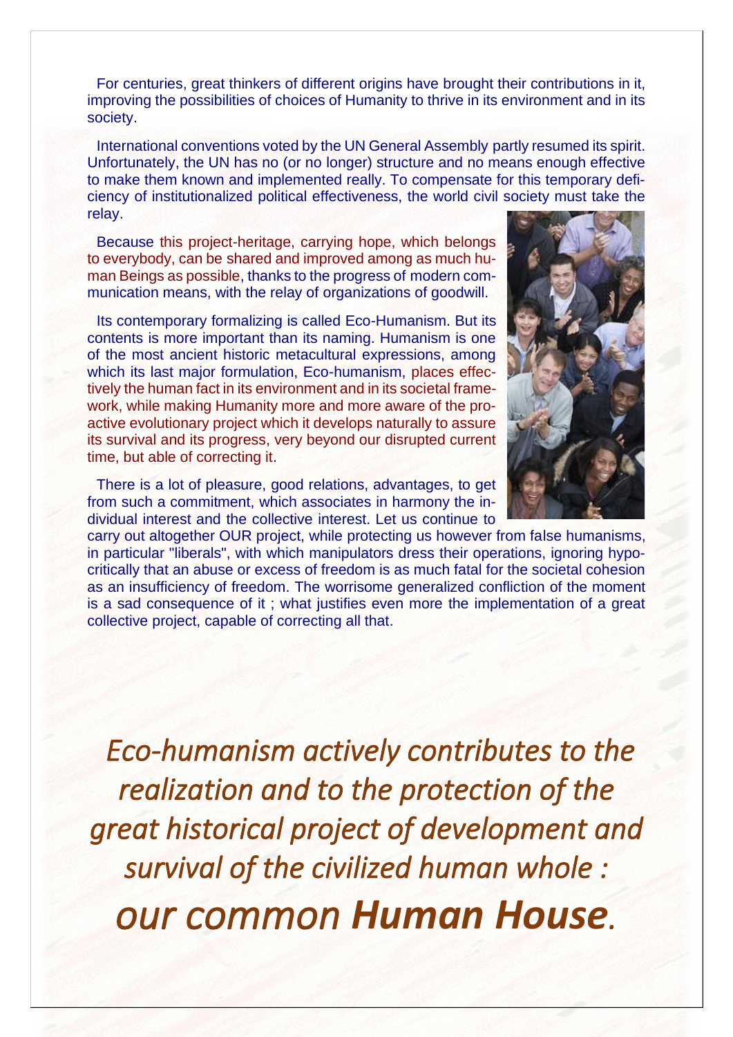For centuries, great thinkers of different origins have brought their contributions in it, improving the possibilities of choices of Humanity to thrive in its environment and in its society.

International conventions voted by the UN General Assembly partly resumed its spirit. Unfortunately, the UN has no (or no longer) structure and no means enough effective to make them known and implemented really. To compensate for this temporary deficiency of institutionalized political effectiveness, the world civil society must take the relay.

Because this project-heritage, carrying hope, which belongs to everybody, can be shared and improved among as much human Beings as possible, thanks to the progress of modern communication means, with the relay of organizations of goodwill.

Its contemporary formalizing is called Eco-Humanism. But its contents is more important than its naming. Humanism is one of the most ancient historic metacultural expressions, among which its last major formulation, Eco-humanism, places effectively the human fact in its environment and in its societal framework, while making Humanity more and more aware of the proactive evolutionary project which it develops naturally to assure its survival and its progress, very beyond our disrupted current time, but able of correcting it.

There is a lot of pleasure, good relations, advantages, to get from such a commitment, which associates in harmony the individual interest and the collective interest. Let us continue to carry out altogether OUR project, while protecting us however from false humanisms, in particular "liberals", with which manipulators dress their operations, ignoring hypocritically that an abuse or excess of freedom is as much fatal for the societal cohesion as an insufficiency of freedom. The worrisome generalized confliction of the moment is a sad consequence of it ; what justifies even more the implementation of a great collective project, capable of correcting all that.

*Eco-humanism actively contributes to the realization and to the protection of the great historical project of development and survival of the civilized human whole :*

*our common **Human House**.*